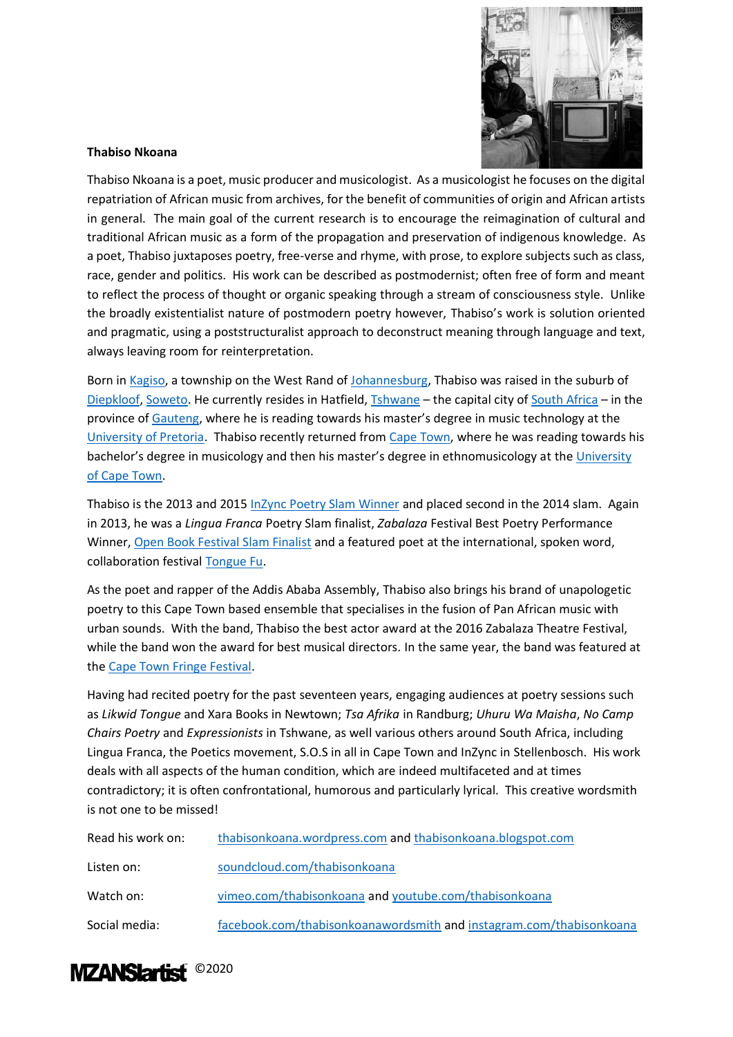**Thabiso Nkoana**

Thabiso Nkoana is a poet, music producer and musicologist. As a musicologist he focuses on the digital repatriation of African music from archives, for the benefit of communities of origin and African artists in general. The main goal of the current research is to encourage the reimagination of cultural and traditional African music as a form of the propagation and preservation of indigenous knowledge. As a poet, Thabiso juxtaposes poetry, free-verse and rhyme, with prose, to explore subjects such as class, race, gender and politics. His work can be described as postmodernist; often free of form and meant to reflect the process of thought or organic speaking through a stream of consciousness style. Unlike the broadly existentialist nature of postmodern poetry however, Thabiso's work is solution oriented and pragmatic, using a poststructuralist approach to deconstruct meaning through language and text, always leaving room for reinterpretation.

Born in Kagiso, a township on the West Rand of Johannesburg, Thabiso was raised in the suburb of Diepkloof, Soweto. He currently resides in Hatfield, Tshwane – the capital city of South Africa – in the province of Gauteng, where he is reading towards his master's degree in music technology at the University of Pretoria. Thabiso recently returned from Cape Town, where he was reading towards his bachelor's degree in musicology and then his master's degree in ethnomusicology at the University of Cape Town.

Thabiso is the 2013 and 2015 InZync Poetry Slam Winner and placed second in the 2014 slam. Again in 2013, he was a *Lingua Franca* Poetry Slam finalist, *Zabalaza* Festival Best Poetry Performance Winner, Open Book Festival Slam Finalist and a featured poet at the international, spoken word, collaboration festival Tongue Fu.

As the poet and rapper of the Addis Ababa Assembly, Thabiso also brings his brand of unapologetic poetry to this Cape Town based ensemble that specialises in the fusion of Pan African music with urban sounds. With the band, Thabiso the best actor award at the 2016 Zabalaza Theatre Festival, while the band won the award for best musical directors. In the same year, the band was featured at the Cape Town Fringe Festival.

Having had recited poetry for the past seventeen years, engaging audiences at poetry sessions such as *Likwid Tongue* and Xara Books in Newtown; *Tsa Afrika* in Randburg; *Uhuru Wa Maisha*, *No Camp Chairs Poetry* and *Expressionists* in Tshwane, as well various others around South Africa, including Lingua Franca, the Poetics movement, S.O.S in all in Cape Town and InZync in Stellenbosch. His work deals with all aspects of the human condition, which are indeed multifaceted and at times contradictory; it is often confrontational, humorous and particularly lyrical. This creative wordsmith is not one to be missed!

| | |
|---|---|
| Read his work on: | thabisonkoana.wordpress.com and thabisonkoana.blogspot.com |
| Listen on: | soundcloud.com/thabisonkoana |
| Watch on: | vimeo.com/thabisonkoana and youtube.com/thabisonkoana |
| Social media: | facebook.com/thabisonkoanawordsmith and instagram.com/thabisonkoana |

MZANSIartist ©2020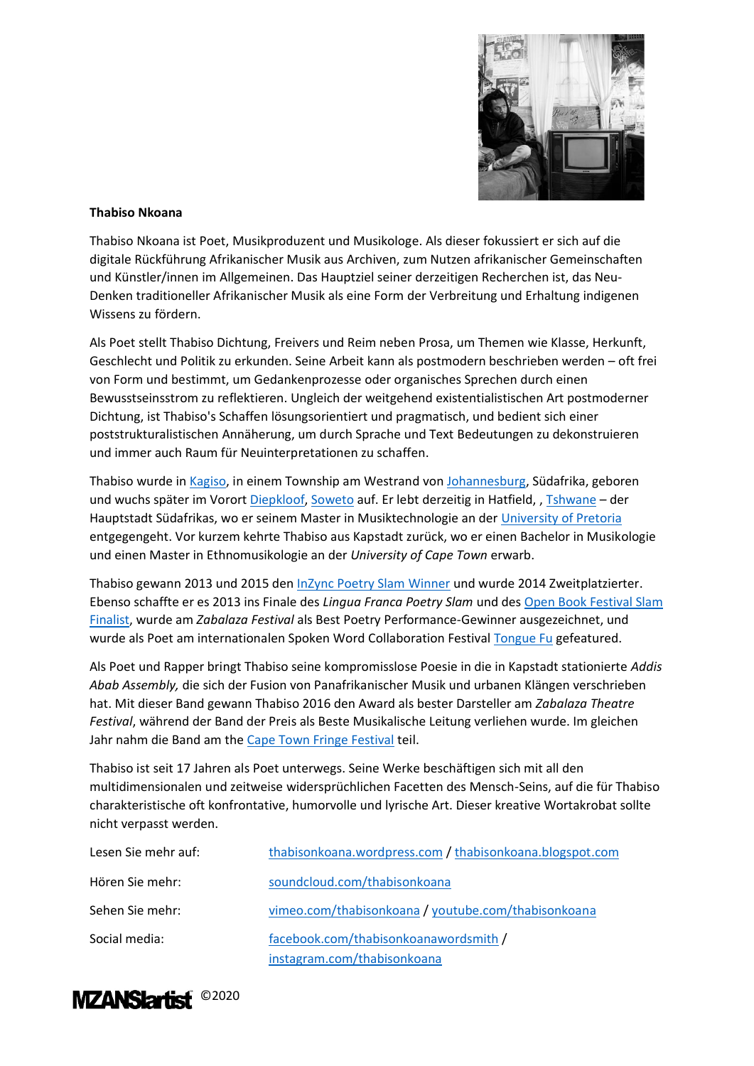**Thabiso Nkoana**

Thabiso Nkoana ist Poet, Musikproduzent und Musikologe. Als dieser fokussiert er sich auf die digitale Rückführung Afrikanischer Musik aus Archiven, zum Nutzen afrikanischer Gemeinschaften und Künstler/innen im Allgemeinen. Das Hauptziel seiner derzeitigen Recherchen ist, das Neu-Denken traditioneller Afrikanischer Musik als eine Form der Verbreitung und Erhaltung indigenen Wissens zu fördern.

Als Poet stellt Thabiso Dichtung, Freivers und Reim neben Prosa, um Themen wie Klasse, Herkunft, Geschlecht und Politik zu erkunden. Seine Arbeit kann als postmodern beschrieben werden – oft frei von Form und bestimmt, um Gedankenprozesse oder organisches Sprechen durch einen Bewusstseinsstrom zu reflektieren. Ungleich der weitgehend existentialistischen Art postmoderner Dichtung, ist Thabiso's Schaffen lösungsorientiert und pragmatisch, und bedient sich einer poststrukturalistischen Annäherung, um durch Sprache und Text Bedeutungen zu dekonstruieren und immer auch Raum für Neuinterpretationen zu schaffen.

Thabiso wurde in Kagiso, in einem Township am Westrand von Johannesburg, Südafrika, geboren und wuchs später im Vorort Diepkloof, Soweto auf. Er lebt derzeitig in Hatfield, , Tshwane – der Hauptstadt Südafrikas, wo er seinem Master in Musiktechnologie an der University of Pretoria entgegengeht. Vor kurzem kehrte Thabiso aus Kapstadt zurück, wo er einen Bachelor in Musikologie und einen Master in Ethnomusikologie an der *University of Cape Town* erwarb.

Thabiso gewann 2013 und 2015 den InZync Poetry Slam Winner und wurde 2014 Zweitplatzierter. Ebenso schaffte er es 2013 ins Finale des *Lingua Franca Poetry Slam* und des Open Book Festival Slam Finalist, wurde am *Zabalaza Festival* als Best Poetry Performance-Gewinner ausgezeichnet, und wurde als Poet am internationalen Spoken Word Collaboration Festival Tongue Fu gefeatured.

Als Poet und Rapper bringt Thabiso seine kompromisslose Poesie in die in Kapstadt stationierte *Addis Abab Assembly,* die sich der Fusion von Panafrikanischer Musik und urbanen Klängen verschrieben hat. Mit dieser Band gewann Thabiso 2016 den Award als bester Darsteller am *Zabalaza Theatre Festival*, während der Band der Preis als Beste Musikalische Leitung verliehen wurde. Im gleichen Jahr nahm die Band am the Cape Town Fringe Festival teil.

Thabiso ist seit 17 Jahren als Poet unterwegs. Seine Werke beschäftigen sich mit all den multidimensionalen und zeitweise widersprüchlichen Facetten des Mensch-Seins, auf die für Thabiso charakteristische oft konfrontative, humorvolle und lyrische Art. Dieser kreative Wortakrobat sollte nicht verpasst werden.

| | |
|---|---|
| Lesen Sie mehr auf: | thabisonkoana.wordpress.com / thabisonkoana.blogspot.com |
| Hören Sie mehr: | soundcloud.com/thabisonkoana |
| Sehen Sie mehr: | vimeo.com/thabisonkoana / youtube.com/thabisonkoana |
| Social media: | facebook.com/thabisonkoanawordsmith / instagram.com/thabisonkoana |

MZANSIartist ©2020